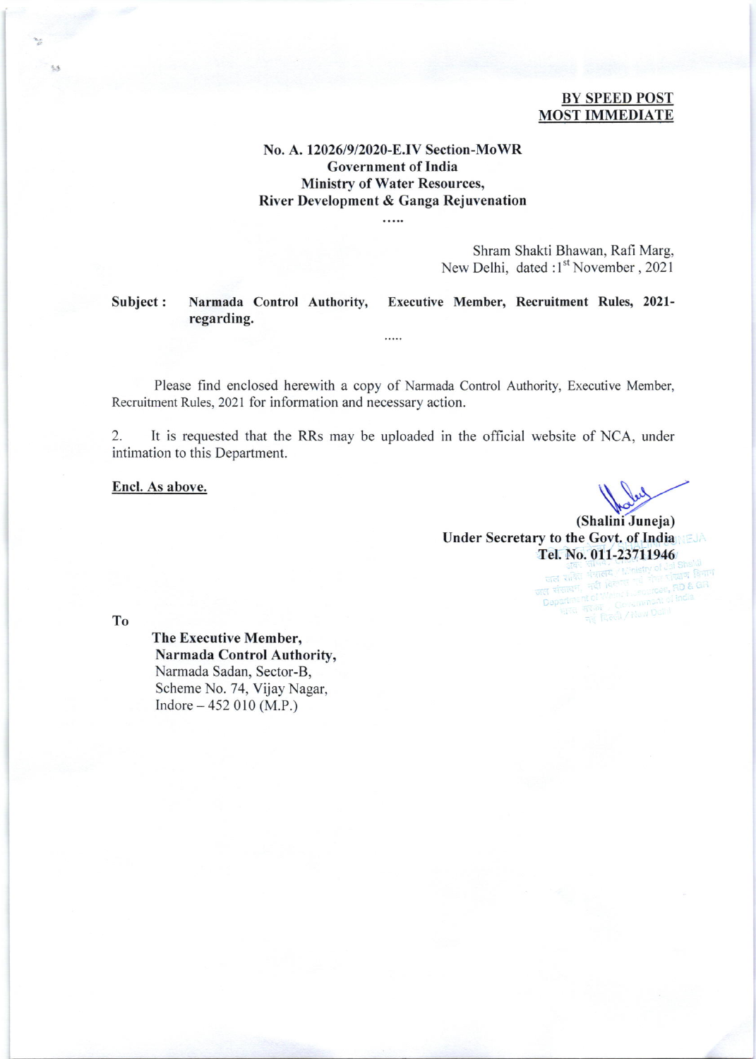**BY SPEED POST**
**MOST IMMEDIATE**

**No. A. 12026/9/2020-E.IV Section-MoWR**
**Government of India**
**Ministry of Water Resources,**
**River Development & Ganga Rejuvenation**

.....

Shram Shakti Bhawan, Rafi Marg,
New Delhi, dated : 1st November , 2021

**Subject : Narmada Control Authority, Executive Member, Recruitment Rules, 2021-regarding.**

.....

Please find enclosed herewith a copy of Narmada Control Authority, Executive Member, Recruitment Rules, 2021 for information and necessary action.

2. It is requested that the RRs may be uploaded in the official website of NCA, under intimation to this Department.

**Encl. As above.**

**(Shalini Juneja)**
**Under Secretary to the Govt. of India**
**Tel. No. 011-23711946**

**To**

**The Executive Member,**
**Narmada Control Authority,**
Narmada Sadan, Sector-B,
Scheme No. 74, Vijay Nagar,
Indore – 452 010 (M.P.)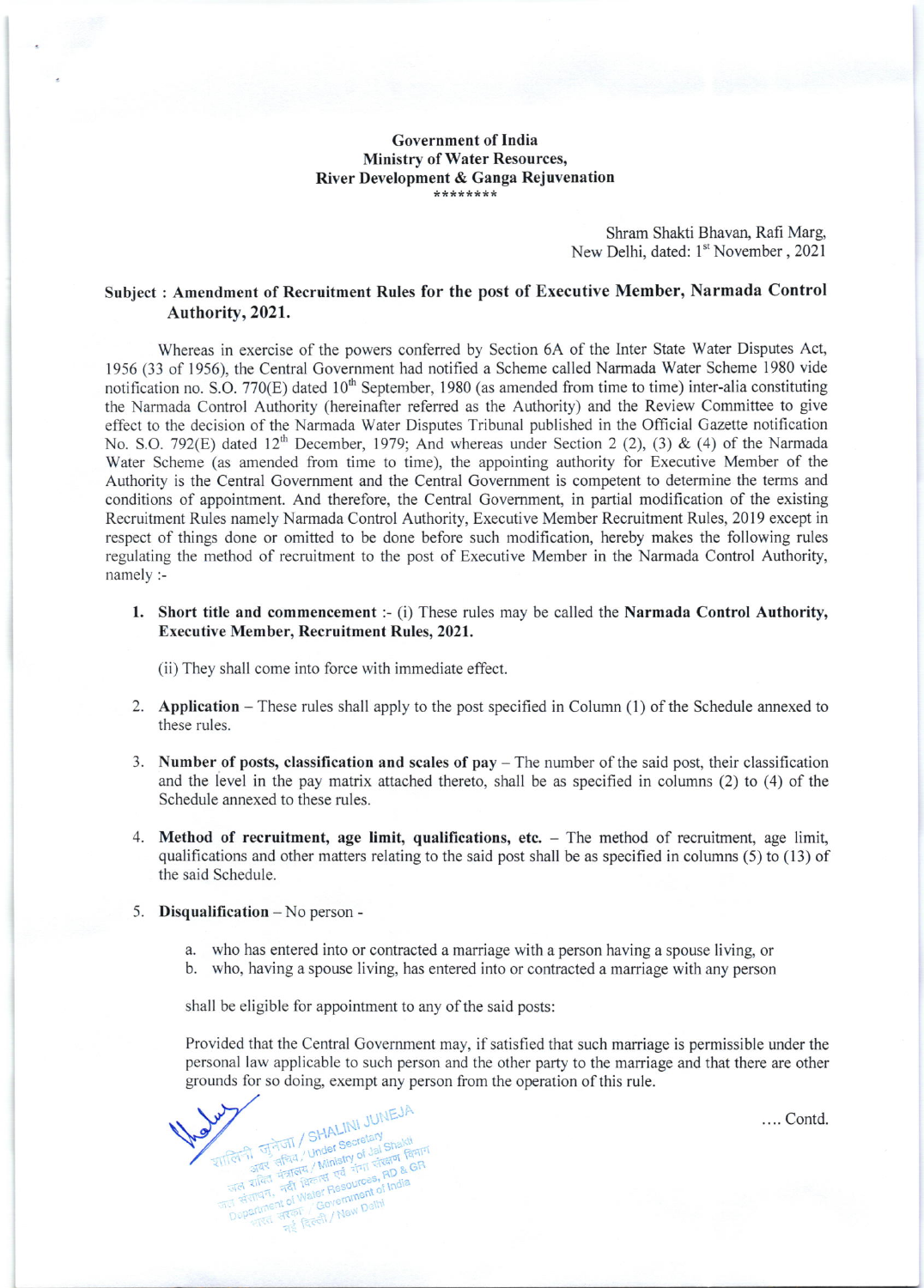**Government of India**
**Ministry of Water Resources,**
**River Development & Ganga Rejuvenation**
\*\*\*\*\*\*\*\*

Shram Shakti Bhavan, Rafi Marg,
New Delhi, dated: 1st November, 2021

**Subject : Amendment of Recruitment Rules for the post of Executive Member, Narmada Control Authority, 2021.**

Whereas in exercise of the powers conferred by Section 6A of the Inter State Water Disputes Act, 1956 (33 of 1956), the Central Government had notified a Scheme called Narmada Water Scheme 1980 vide notification no. S.O. 770(E) dated 10th September, 1980 (as amended from time to time) inter-alia constituting the Narmada Control Authority (hereinafter referred as the Authority) and the Review Committee to give effect to the decision of the Narmada Water Disputes Tribunal published in the Official Gazette notification No. S.O. 792(E) dated 12th December, 1979; And whereas under Section 2 (2), (3) & (4) of the Narmada Water Scheme (as amended from time to time), the appointing authority for Executive Member of the Authority is the Central Government and the Central Government is competent to determine the terms and conditions of appointment. And therefore, the Central Government, in partial modification of the existing Recruitment Rules namely Narmada Control Authority, Executive Member Recruitment Rules, 2019 except in respect of things done or omitted to be done before such modification, hereby makes the following rules regulating the method of recruitment to the post of Executive Member in the Narmada Control Authority, namely :-

1. **Short title and commencement** :- (i) These rules may be called the **Narmada Control Authority, Executive Member, Recruitment Rules, 2021.**

   (ii) They shall come into force with immediate effect.

2. **Application** – These rules shall apply to the post specified in Column (1) of the Schedule annexed to these rules.

3. **Number of posts, classification and scales of pay** – The number of the said post, their classification and the level in the pay matrix attached thereto, shall be as specified in columns (2) to (4) of the Schedule annexed to these rules.

4. **Method of recruitment, age limit, qualifications, etc.** – The method of recruitment, age limit, qualifications and other matters relating to the said post shall be as specified in columns (5) to (13) of the said Schedule.

5. **Disqualification** – No person -

   a. who has entered into or contracted a marriage with a person having a spouse living, or
   b. who, having a spouse living, has entered into or contracted a marriage with any person

   shall be eligible for appointment to any of the said posts:

   Provided that the Central Government may, if satisfied that such marriage is permissible under the personal law applicable to such person and the other party to the marriage and that there are other grounds for so doing, exempt any person from the operation of this rule.

.... Contd.

शालिनी जुनेजा / SHALINI JUNEJA
अवर सचिव / Under Secretary
जल शक्ति मंत्रालय / Ministry of Jal Shakti
जल संसाधन, नदी विकास एवं गंगा संरक्षण विभाग
Department of Water Resources, RD & GR
भारत सरकार / Government of India
नई दिल्ली / New Delhi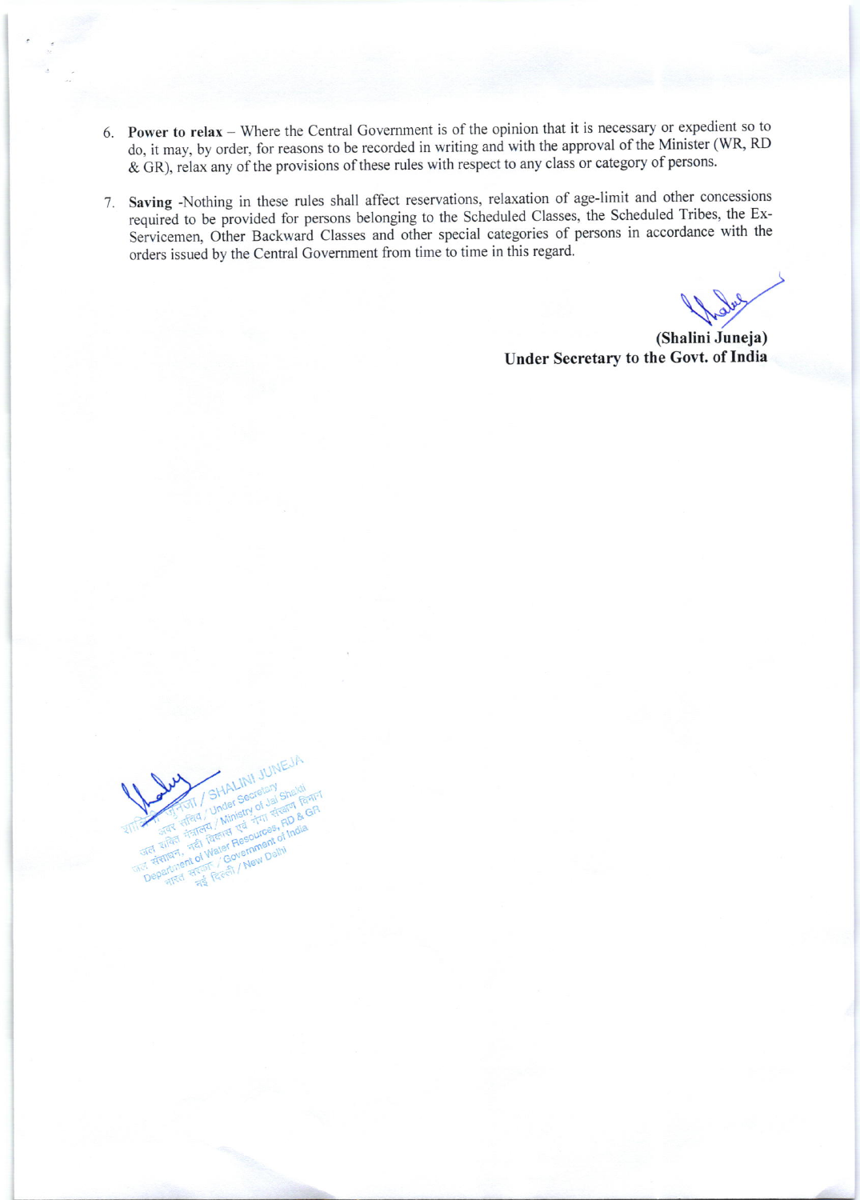6. **Power to relax** – Where the Central Government is of the opinion that it is necessary or expedient so to do, it may, by order, for reasons to be recorded in writing and with the approval of the Minister (WR, RD & GR), relax any of the provisions of these rules with respect to any class or category of persons.

7. **Saving** -Nothing in these rules shall affect reservations, relaxation of age-limit and other concessions required to be provided for persons belonging to the Scheduled Classes, the Scheduled Tribes, the Ex-Servicemen, Other Backward Classes and other special categories of persons in accordance with the orders issued by the Central Government from time to time in this regard.

**(Shalini Juneja)**
**Under Secretary to the Govt. of India**

शालिनी जुनेजा / SHALINI JUNEJA
अवर सचिव / Under Secretary
जल शक्ति मंत्रालय / Ministry of Jal Shakti
जल संसाधन, नदी विकास एवं गंगा संरक्षण विभाग
Department of Water Resources, RD & GR
भारत सरकार / Government of India
नई दिल्ली / New Delhi